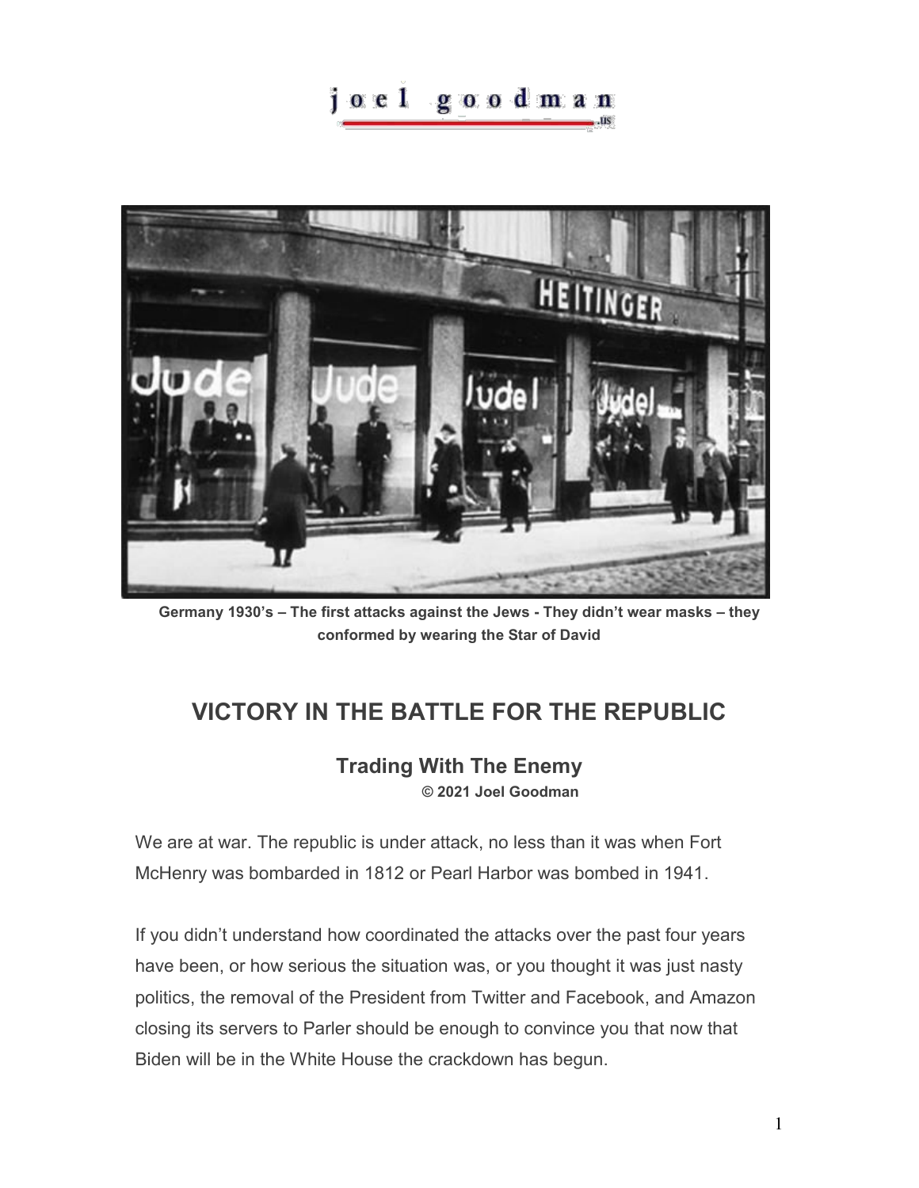joel goodman .us

Germany 1930's – The first attacks against the Jews - They didn't wear masks – they conformed by wearing the Star of David

# VICTORY IN THE BATTLE FOR THE REPUBLIC

## Trading With The Enemy

**© 2021 Joel Goodman**

We are at war. The republic is under attack, no less than it was when Fort McHenry was bombarded in 1812 or Pearl Harbor was bombed in 1941.

If you didn't understand how coordinated the attacks over the past four years have been, or how serious the situation was, or you thought it was just nasty politics, the removal of the President from Twitter and Facebook, and Amazon closing its servers to Parler should be enough to convince you that now that Biden will be in the White House the crackdown has begun.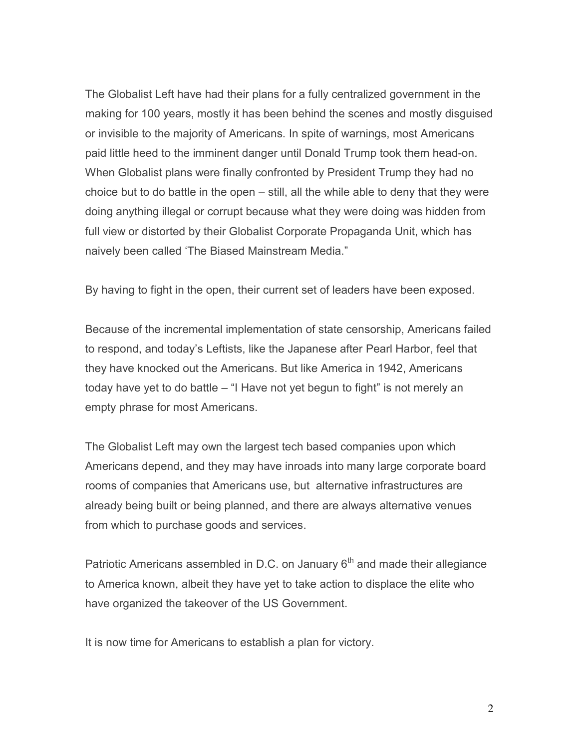The Globalist Left have had their plans for a fully centralized government in the making for 100 years, mostly it has been behind the scenes and mostly disguised or invisible to the majority of Americans. In spite of warnings, most Americans paid little heed to the imminent danger until Donald Trump took them head-on. When Globalist plans were finally confronted by President Trump they had no choice but to do battle in the open – still, all the while able to deny that they were doing anything illegal or corrupt because what they were doing was hidden from full view or distorted by their Globalist Corporate Propaganda Unit, which has naively been called 'The Biased Mainstream Media."

By having to fight in the open, their current set of leaders have been exposed.

Because of the incremental implementation of state censorship, Americans failed to respond, and today's Leftists, like the Japanese after Pearl Harbor, feel that they have knocked out the Americans. But like America in 1942, Americans today have yet to do battle – "I Have not yet begun to fight" is not merely an empty phrase for most Americans.

The Globalist Left may own the largest tech based companies upon which Americans depend, and they may have inroads into many large corporate board rooms of companies that Americans use, but alternative infrastructures are already being built or being planned, and there are always alternative venues from which to purchase goods and services.

Patriotic Americans assembled in D.C. on January 6th and made their allegiance to America known, albeit they have yet to take action to displace the elite who have organized the takeover of the US Government.

It is now time for Americans to establish a plan for victory.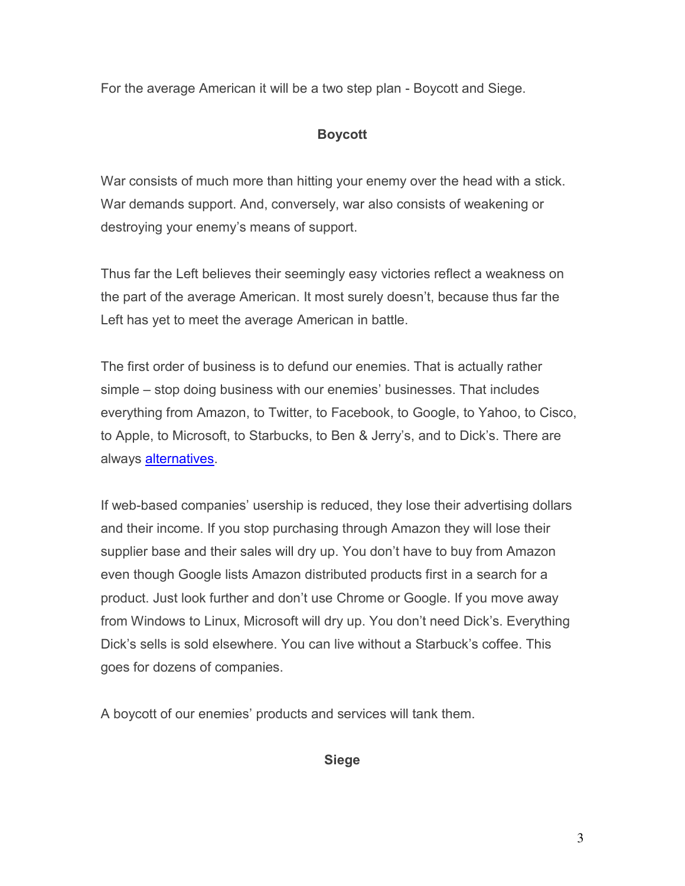For the average American it will be a two step plan - Boycott and Siege.

## Boycott

War consists of much more than hitting your enemy over the head with a stick. War demands support. And, conversely, war also consists of weakening or destroying your enemy's means of support.

Thus far the Left believes their seemingly easy victories reflect a weakness on the part of the average American. It most surely doesn't, because thus far the Left has yet to meet the average American in battle.

The first order of business is to defund our enemies. That is actually rather simple – stop doing business with our enemies' businesses. That includes everything from Amazon, to Twitter, to Facebook, to Google, to Yahoo, to Cisco, to Apple, to Microsoft, to Starbucks, to Ben & Jerry's, and to Dick's. There are always alternatives.

If web-based companies' usership is reduced, they lose their advertising dollars and their income. If you stop purchasing through Amazon they will lose their supplier base and their sales will dry up. You don't have to buy from Amazon even though Google lists Amazon distributed products first in a search for a product. Just look further and don't use Chrome or Google. If you move away from Windows to Linux, Microsoft will dry up. You don't need Dick's. Everything Dick's sells is sold elsewhere. You can live without a Starbuck's coffee. This goes for dozens of companies.

A boycott of our enemies' products and services will tank them.

## Siege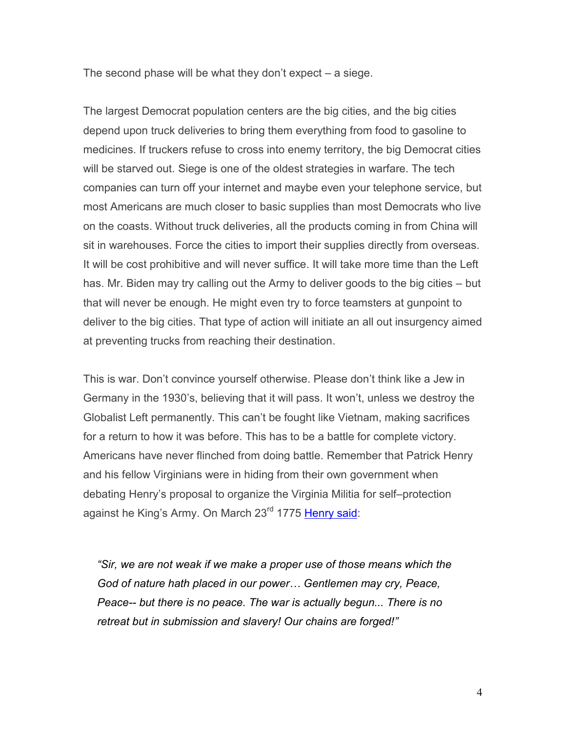The second phase will be what they don't expect – a siege.

The largest Democrat population centers are the big cities, and the big cities depend upon truck deliveries to bring them everything from food to gasoline to medicines. If truckers refuse to cross into enemy territory, the big Democrat cities will be starved out. Siege is one of the oldest strategies in warfare. The tech companies can turn off your internet and maybe even your telephone service, but most Americans are much closer to basic supplies than most Democrats who live on the coasts. Without truck deliveries, all the products coming in from China will sit in warehouses. Force the cities to import their supplies directly from overseas. It will be cost prohibitive and will never suffice. It will take more time than the Left has. Mr. Biden may try calling out the Army to deliver goods to the big cities – but that will never be enough. He might even try to force teamsters at gunpoint to deliver to the big cities. That type of action will initiate an all out insurgency aimed at preventing trucks from reaching their destination.

This is war. Don't convince yourself otherwise. Please don't think like a Jew in Germany in the 1930's, believing that it will pass. It won't, unless we destroy the Globalist Left permanently. This can't be fought like Vietnam, making sacrifices for a return to how it was before. This has to be a battle for complete victory. Americans have never flinched from doing battle. Remember that Patrick Henry and his fellow Virginians were in hiding from their own government when debating Henry's proposal to organize the Virginia Militia for self–protection against he King's Army. On March 23rd 1775 Henry said:

> *"Sir, we are not weak if we make a proper use of those means which the God of nature hath placed in our power… Gentlemen may cry, Peace, Peace-- but there is no peace. The war is actually begun... There is no retreat but in submission and slavery! Our chains are forged!"*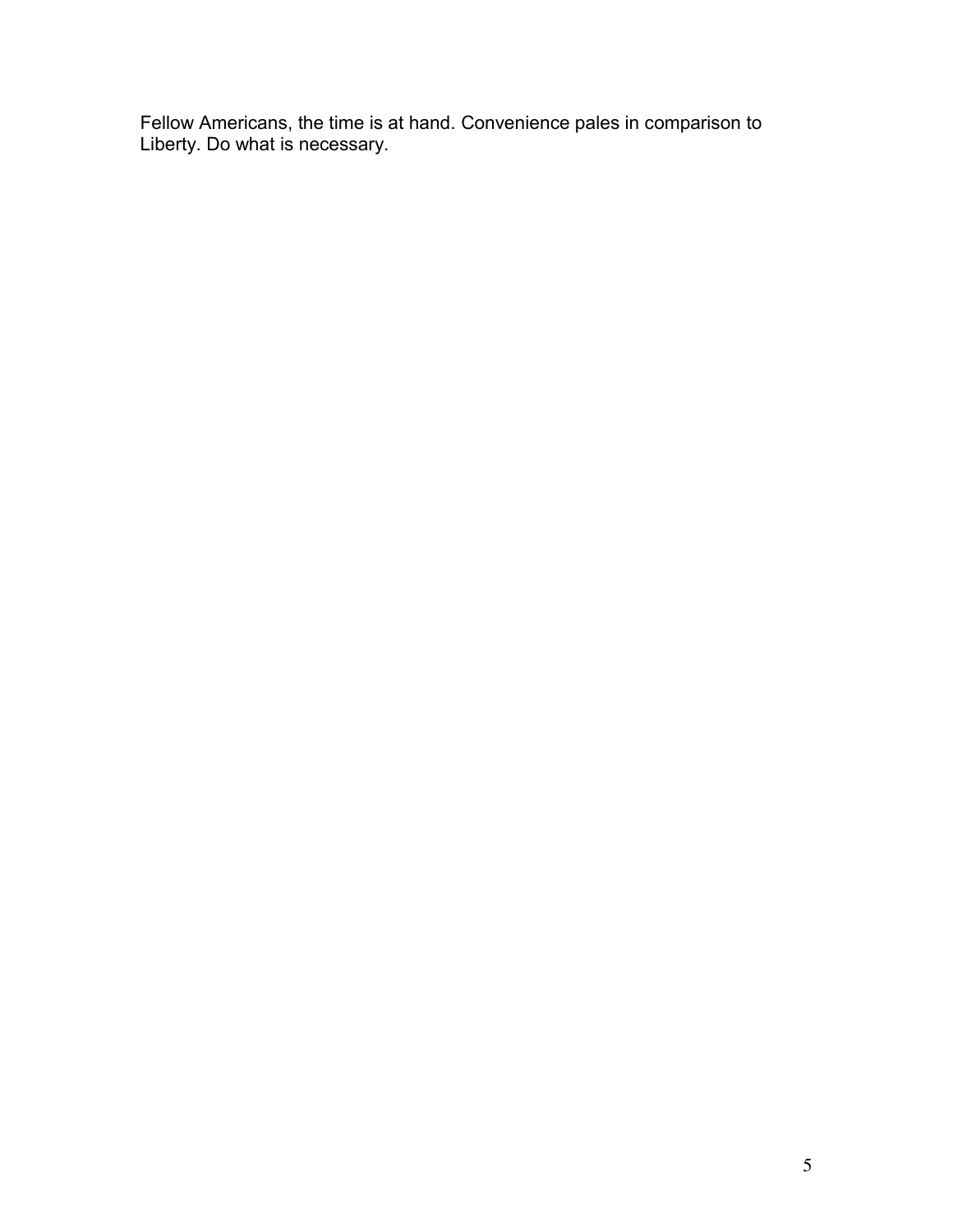Fellow Americans, the time is at hand. Convenience pales in comparison to Liberty. Do what is necessary.